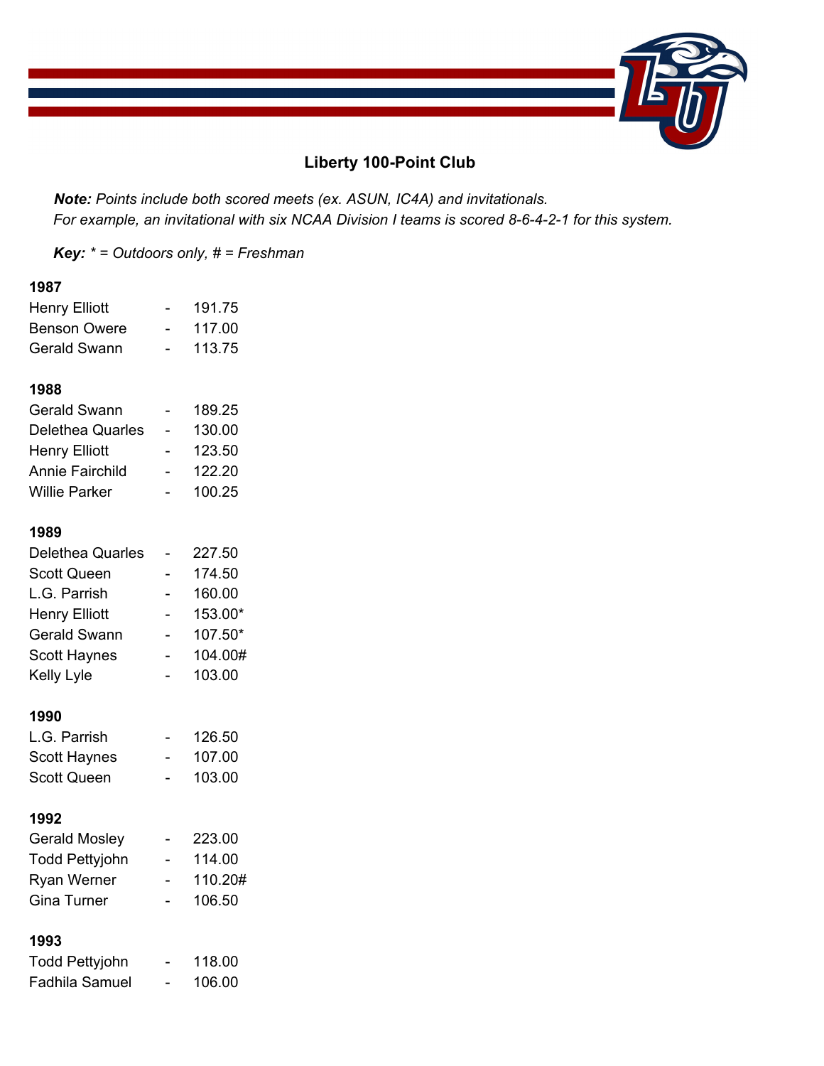# Liberty 100-Point Club

***Note:*** *Points include both scored meets (ex. ASUN, IC4A) and invitationals.*
*For example, an invitational with six NCAA Division I teams is scored 8-6-4-2-1 for this system.*

***Key:*** *\* = Outdoors only, # = Freshman*

**1987**

Henry Elliott - 191.75
Benson Owere - 117.00
Gerald Swann - 113.75

**1988**

Gerald Swann - 189.25
Delethea Quarles - 130.00
Henry Elliott - 123.50
Annie Fairchild - 122.20
Willie Parker - 100.25

**1989**

Delethea Quarles - 227.50
Scott Queen - 174.50
L.G. Parrish - 160.00
Henry Elliott - 153.00*
Gerald Swann - 107.50*
Scott Haynes - 104.00#
Kelly Lyle - 103.00

**1990**

L.G. Parrish - 126.50
Scott Haynes - 107.00
Scott Queen - 103.00

**1992**

Gerald Mosley - 223.00
Todd Pettyjohn - 114.00
Ryan Werner - 110.20#
Gina Turner - 106.50

**1993**

Todd Pettyjohn - 118.00
Fadhila Samuel - 106.00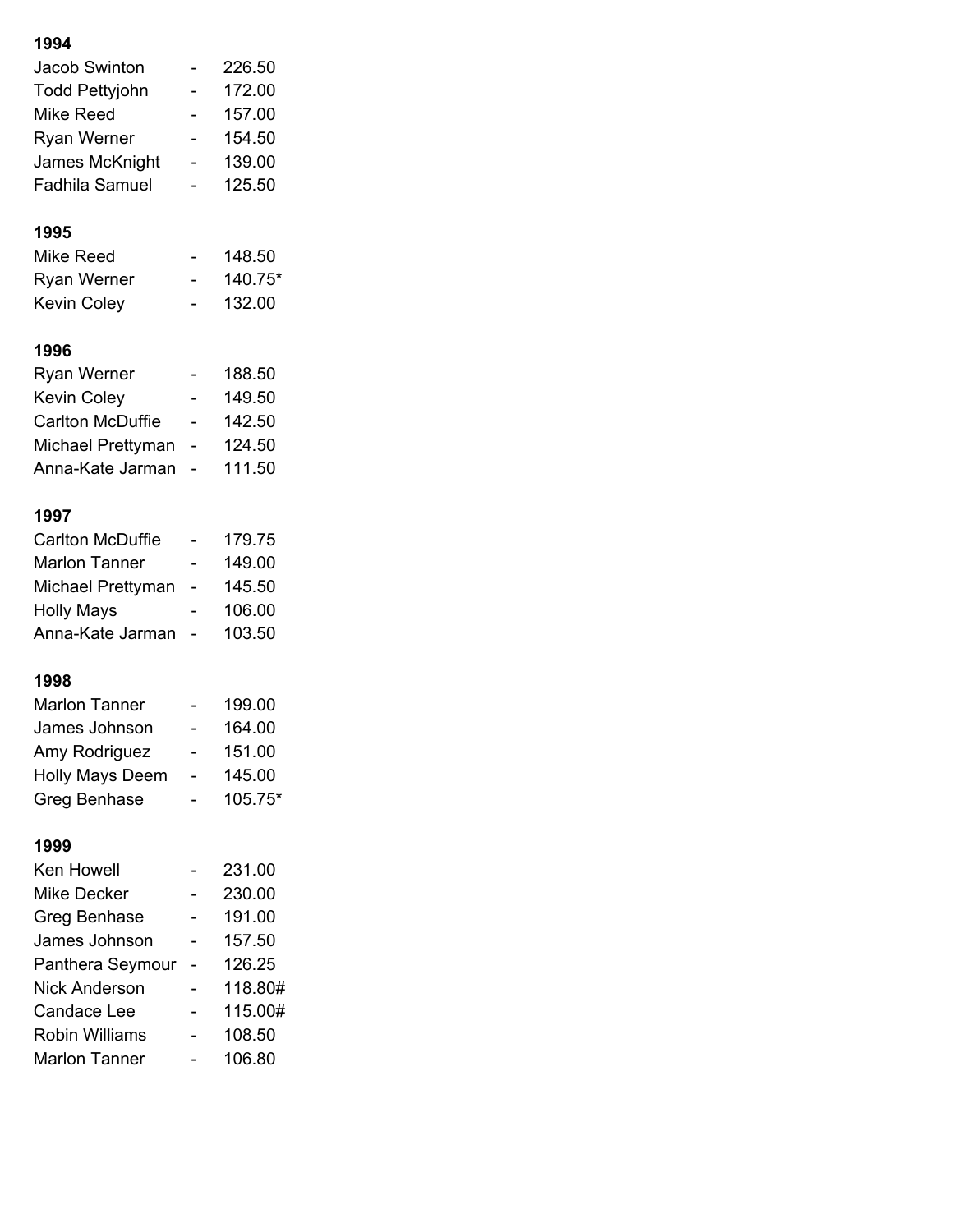**1994**

Jacob Swinton - 226.50
Todd Pettyjohn - 172.00
Mike Reed - 157.00
Ryan Werner - 154.50
James McKnight - 139.00
Fadhila Samuel - 125.50

**1995**

Mike Reed - 148.50
Ryan Werner - 140.75*
Kevin Coley - 132.00

**1996**

Ryan Werner - 188.50
Kevin Coley - 149.50
Carlton McDuffie - 142.50
Michael Prettyman - 124.50
Anna-Kate Jarman - 111.50

**1997**

Carlton McDuffie - 179.75
Marlon Tanner - 149.00
Michael Prettyman - 145.50
Holly Mays - 106.00
Anna-Kate Jarman - 103.50

**1998**

Marlon Tanner - 199.00
James Johnson - 164.00
Amy Rodriguez - 151.00
Holly Mays Deem - 145.00
Greg Benhase - 105.75*

**1999**

Ken Howell - 231.00
Mike Decker - 230.00
Greg Benhase - 191.00
James Johnson - 157.50
Panthera Seymour - 126.25
Nick Anderson - 118.80#
Candace Lee - 115.00#
Robin Williams - 108.50
Marlon Tanner - 106.80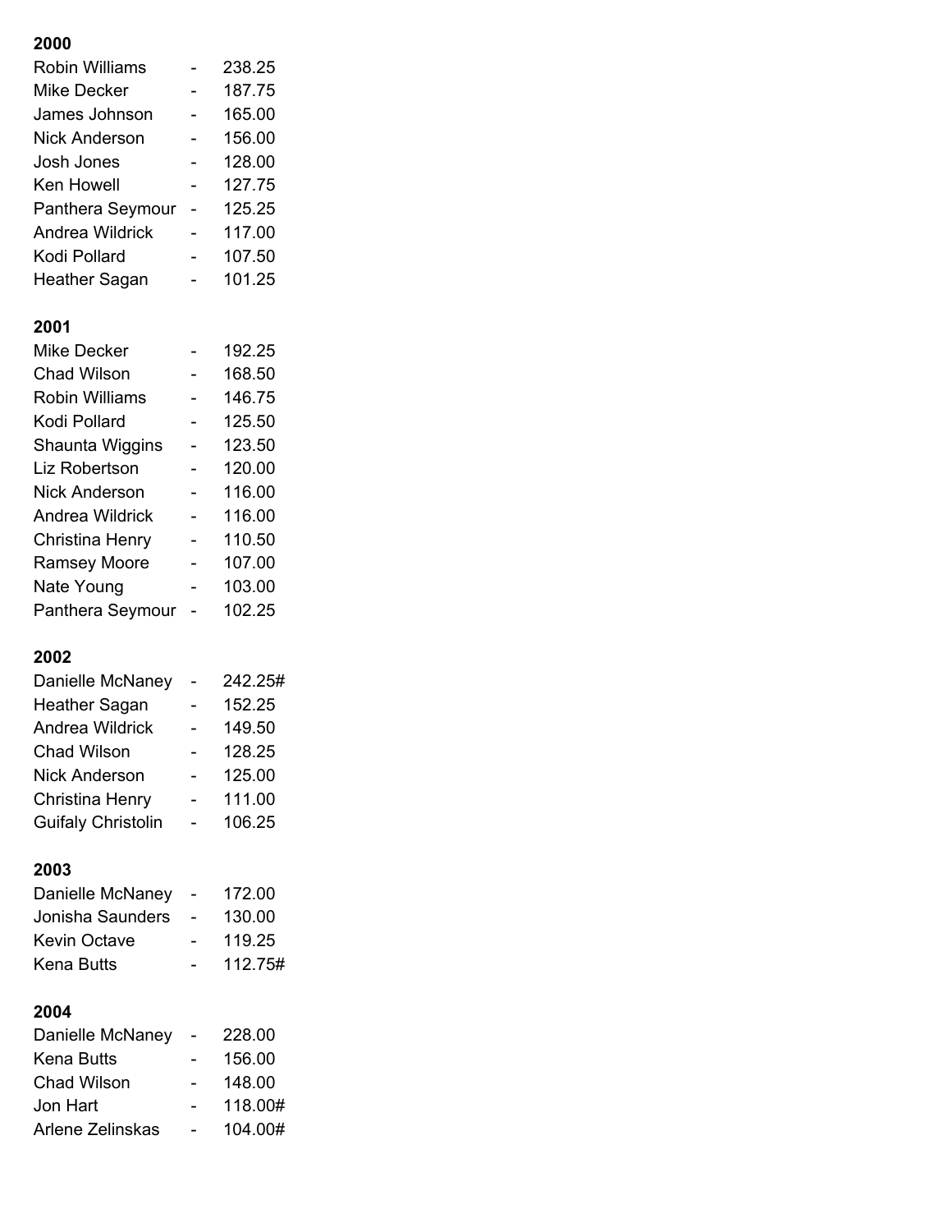**2000**

Robin Williams - 238.25
Mike Decker - 187.75
James Johnson - 165.00
Nick Anderson - 156.00
Josh Jones - 128.00
Ken Howell - 127.75
Panthera Seymour - 125.25
Andrea Wildrick - 117.00
Kodi Pollard - 107.50
Heather Sagan - 101.25

**2001**

Mike Decker - 192.25
Chad Wilson - 168.50
Robin Williams - 146.75
Kodi Pollard - 125.50
Shaunta Wiggins - 123.50
Liz Robertson - 120.00
Nick Anderson - 116.00
Andrea Wildrick - 116.00
Christina Henry - 110.50
Ramsey Moore - 107.00
Nate Young - 103.00
Panthera Seymour - 102.25

**2002**

Danielle McNaney - 242.25#
Heather Sagan - 152.25
Andrea Wildrick - 149.50
Chad Wilson - 128.25
Nick Anderson - 125.00
Christina Henry - 111.00
Guifaly Christolin - 106.25

**2003**

Danielle McNaney - 172.00
Jonisha Saunders - 130.00
Kevin Octave - 119.25
Kena Butts - 112.75#

**2004**

Danielle McNaney - 228.00
Kena Butts - 156.00
Chad Wilson - 148.00
Jon Hart - 118.00#
Arlene Zelinskas - 104.00#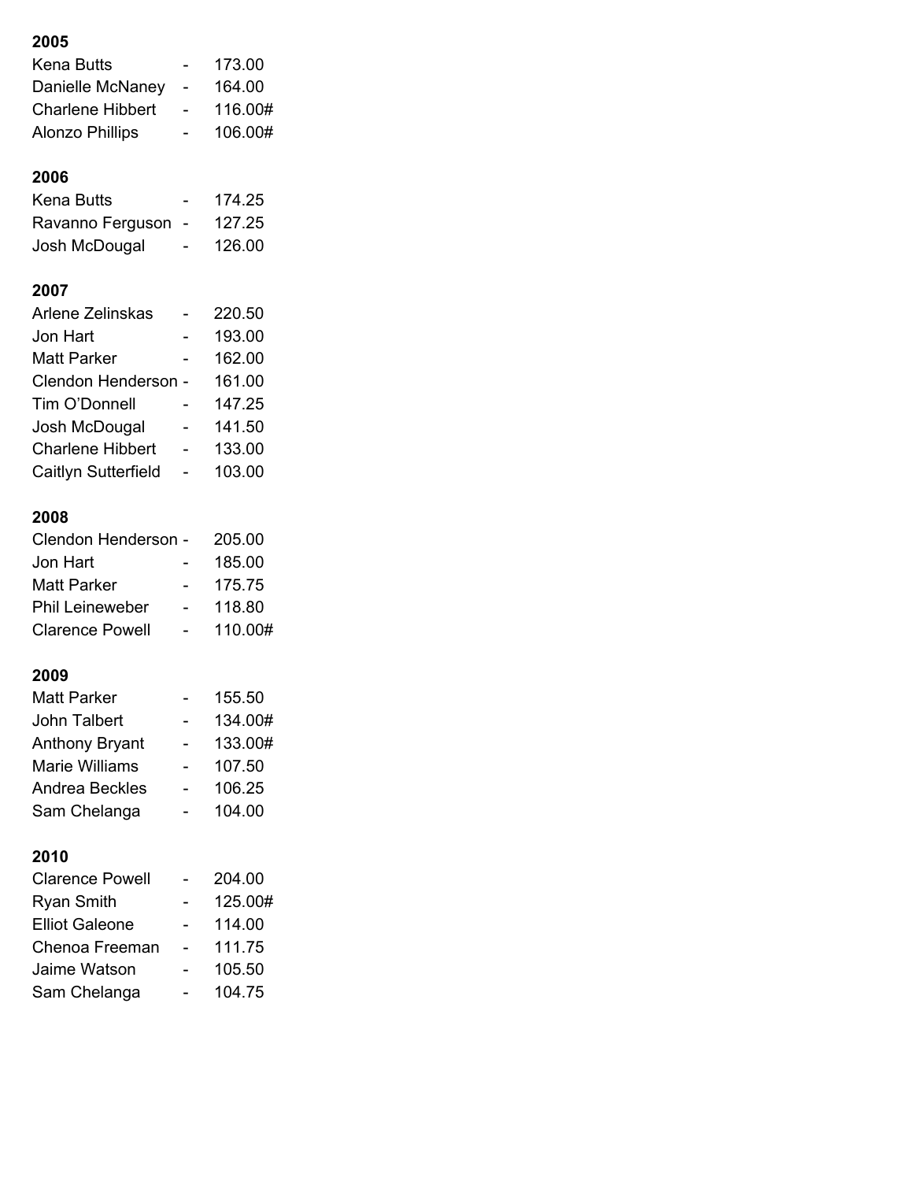**2005**

Kena Butts - 173.00
Danielle McNaney - 164.00
Charlene Hibbert - 116.00#
Alonzo Phillips - 106.00#

**2006**

Kena Butts - 174.25
Ravanno Ferguson - 127.25
Josh McDougal - 126.00

**2007**

Arlene Zelinskas - 220.50
Jon Hart - 193.00
Matt Parker - 162.00
Clendon Henderson - 161.00
Tim O'Donnell - 147.25
Josh McDougal - 141.50
Charlene Hibbert - 133.00
Caitlyn Sutterfield - 103.00

**2008**

Clendon Henderson - 205.00
Jon Hart - 185.00
Matt Parker - 175.75
Phil Leineweber - 118.80
Clarence Powell - 110.00#

**2009**

Matt Parker - 155.50
John Talbert - 134.00#
Anthony Bryant - 133.00#
Marie Williams - 107.50
Andrea Beckles - 106.25
Sam Chelanga - 104.00

**2010**

Clarence Powell - 204.00
Ryan Smith - 125.00#
Elliot Galeone - 114.00
Chenoa Freeman - 111.75
Jaime Watson - 105.50
Sam Chelanga - 104.75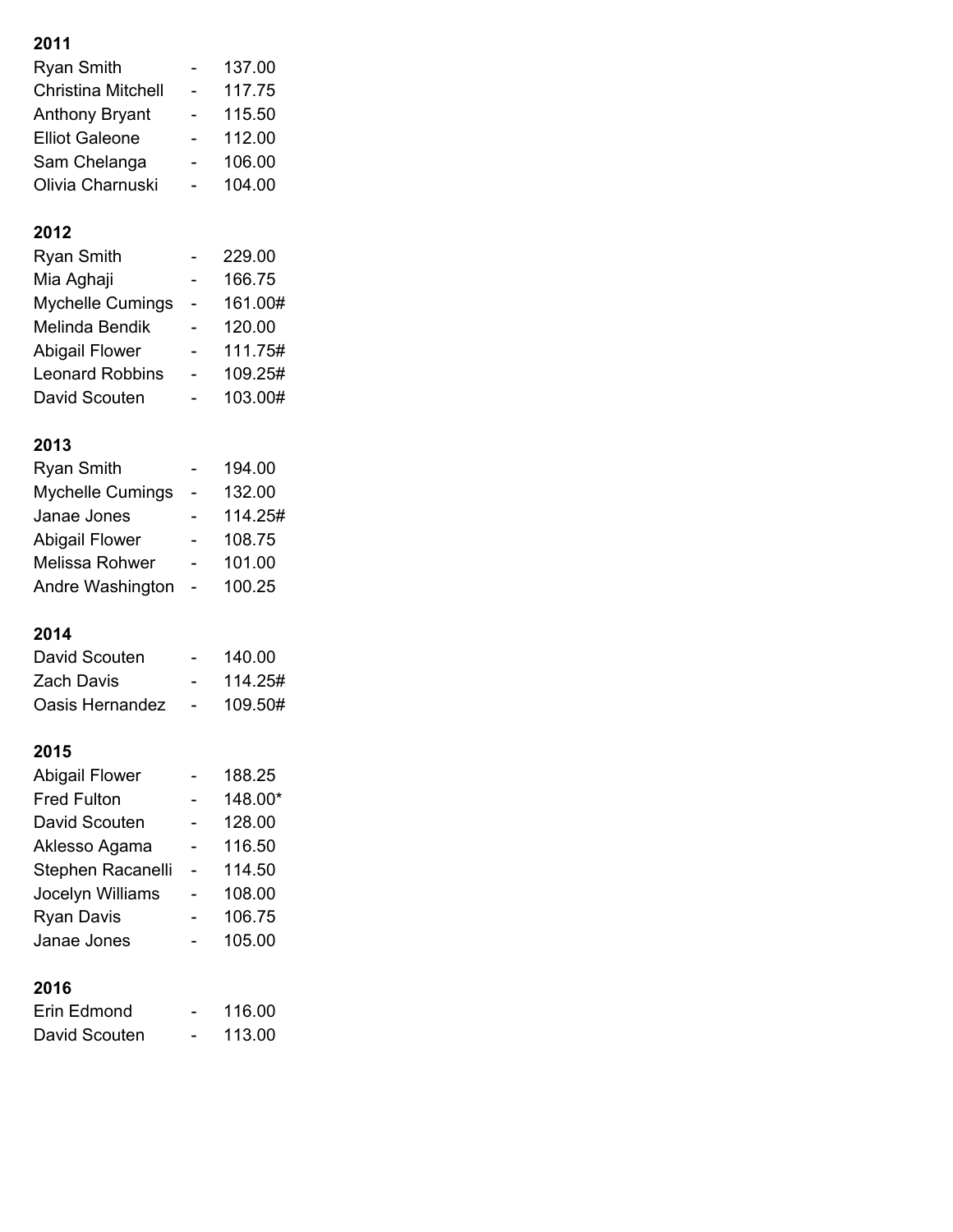**2011**

Ryan Smith - 137.00
Christina Mitchell - 117.75
Anthony Bryant - 115.50
Elliot Galeone - 112.00
Sam Chelanga - 106.00
Olivia Charnuski - 104.00

**2012**

Ryan Smith - 229.00
Mia Aghaji - 166.75
Mychelle Cumings - 161.00#
Melinda Bendik - 120.00
Abigail Flower - 111.75#
Leonard Robbins - 109.25#
David Scouten - 103.00#

**2013**

Ryan Smith - 194.00
Mychelle Cumings - 132.00
Janae Jones - 114.25#
Abigail Flower - 108.75
Melissa Rohwer - 101.00
Andre Washington - 100.25

**2014**

David Scouten - 140.00
Zach Davis - 114.25#
Oasis Hernandez - 109.50#

**2015**

Abigail Flower - 188.25
Fred Fulton - 148.00*
David Scouten - 128.00
Aklesso Agama - 116.50
Stephen Racanelli - 114.50
Jocelyn Williams - 108.00
Ryan Davis - 106.75
Janae Jones - 105.00

**2016**

Erin Edmond - 116.00
David Scouten - 113.00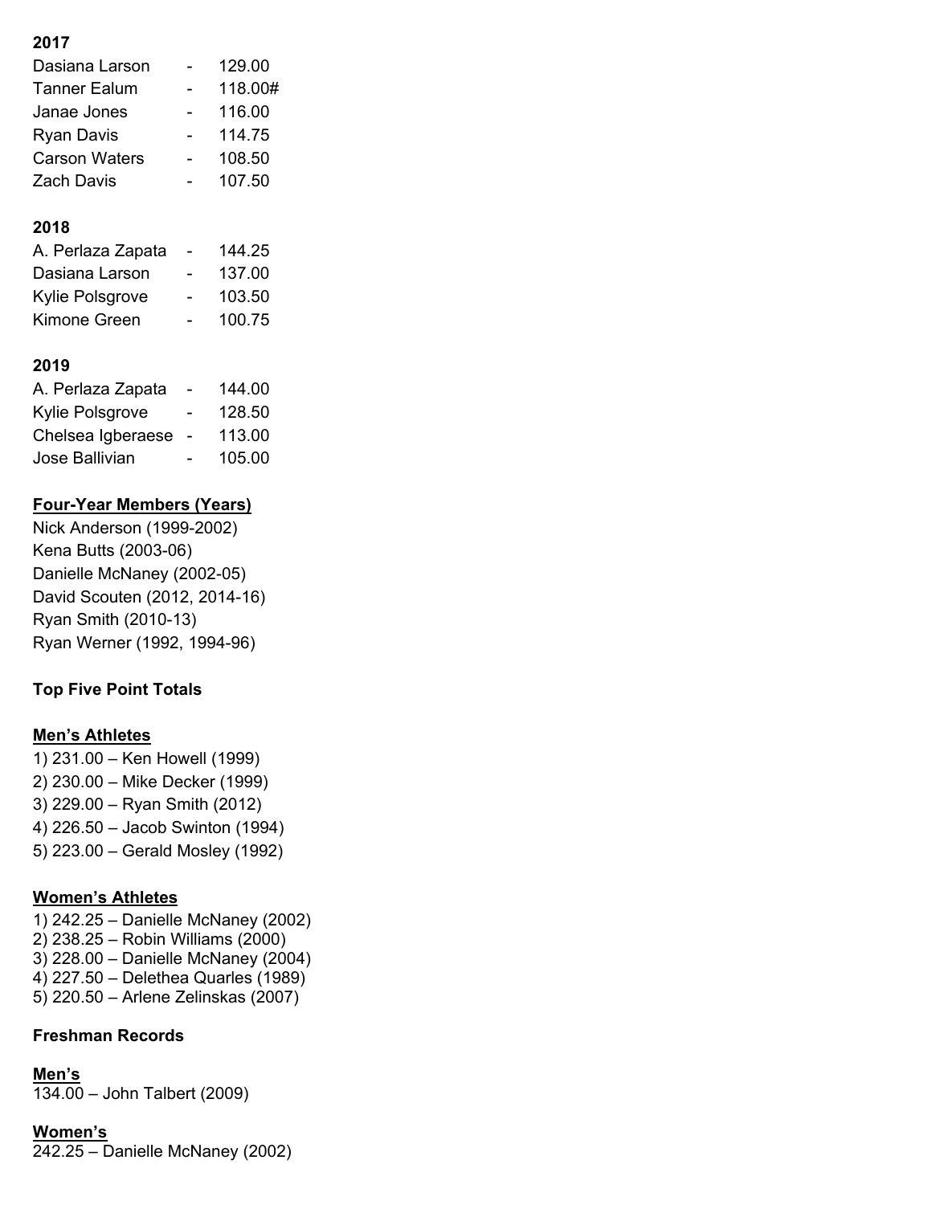**2017**

| | | |
|---|---|---|
| Dasiana Larson | - | 129.00 |
| Tanner Ealum | - | 118.00# |
| Janae Jones | - | 116.00 |
| Ryan Davis | - | 114.75 |
| Carson Waters | - | 108.50 |
| Zach Davis | - | 107.50 |

**2018**

| | | |
|---|---|---|
| A. Perlaza Zapata | - | 144.25 |
| Dasiana Larson | - | 137.00 |
| Kylie Polsgrove | - | 103.50 |
| Kimone Green | - | 100.75 |

**2019**

| | | |
|---|---|---|
| A. Perlaza Zapata | - | 144.00 |
| Kylie Polsgrove | - | 128.50 |
| Chelsea Igberaese | - | 113.00 |
| Jose Ballivian | - | 105.00 |

**Four-Year Members (Years)**

Nick Anderson (1999-2002)
Kena Butts (2003-06)
Danielle McNaney (2002-05)
David Scouten (2012, 2014-16)
Ryan Smith (2010-13)
Ryan Werner (1992, 1994-96)

**Top Five Point Totals**

**Men's Athletes**

1) 231.00 – Ken Howell (1999)
2) 230.00 – Mike Decker (1999)
3) 229.00 – Ryan Smith (2012)
4) 226.50 – Jacob Swinton (1994)
5) 223.00 – Gerald Mosley (1992)

**Women's Athletes**

1) 242.25 – Danielle McNaney (2002)
2) 238.25 – Robin Williams (2000)
3) 228.00 – Danielle McNaney (2004)
4) 227.50 – Delethea Quarles (1989)
5) 220.50 – Arlene Zelinskas (2007)

**Freshman Records**

**Men's**

134.00 – John Talbert (2009)

**Women's**

242.25 – Danielle McNaney (2002)